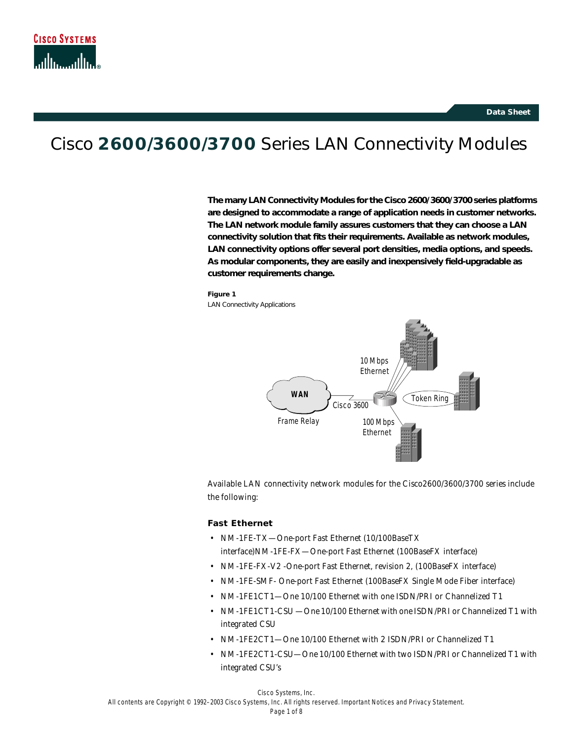Data Sheet

# Cisco 2600/3600/3700 Series LAN Connectivity Modules

**The many LAN Connectivity Modules for the Cisco 2600/3600/3700 series platforms are designed to accommodate a range of application needs in customer networks. The LAN network module family assures customers that they can choose a LAN connectivity solution that fits their requirements. Available as network modules, LAN connectivity options offer several port densities, media options, and speeds. As modular components, they are easily and inexpensively field-upgradable as customer requirements change.**

**Figure 1**
LAN Connectivity Applications

Available LAN connectivity network modules for the Cisco2600/3600/3700 series include the following:

### Fast Ethernet

- NM-1FE-TX—One-port Fast Ethernet (10/100BaseTX interface)NM-1FE-FX—One-port Fast Ethernet (100BaseFX interface)
- NM-1FE-FX-V2 -One-port Fast Ethernet, revision 2, (100BaseFX interface)
- NM-1FE-SMF- One-port Fast Ethernet (100BaseFX Single Mode Fiber interface)
- NM-1FE1CT1—One 10/100 Ethernet with one ISDN/PRI or Channelized T1
- NM-1FE1CT1-CSU —One 10/100 Ethernet with one ISDN/PRI or Channelized T1 with integrated CSU
- NM-1FE2CT1—One 10/100 Ethernet with 2 ISDN/PRI or Channelized T1
- NM-1FE2CT1-CSU—One 10/100 Ethernet with two ISDN/PRI or Channelized T1 with integrated CSU's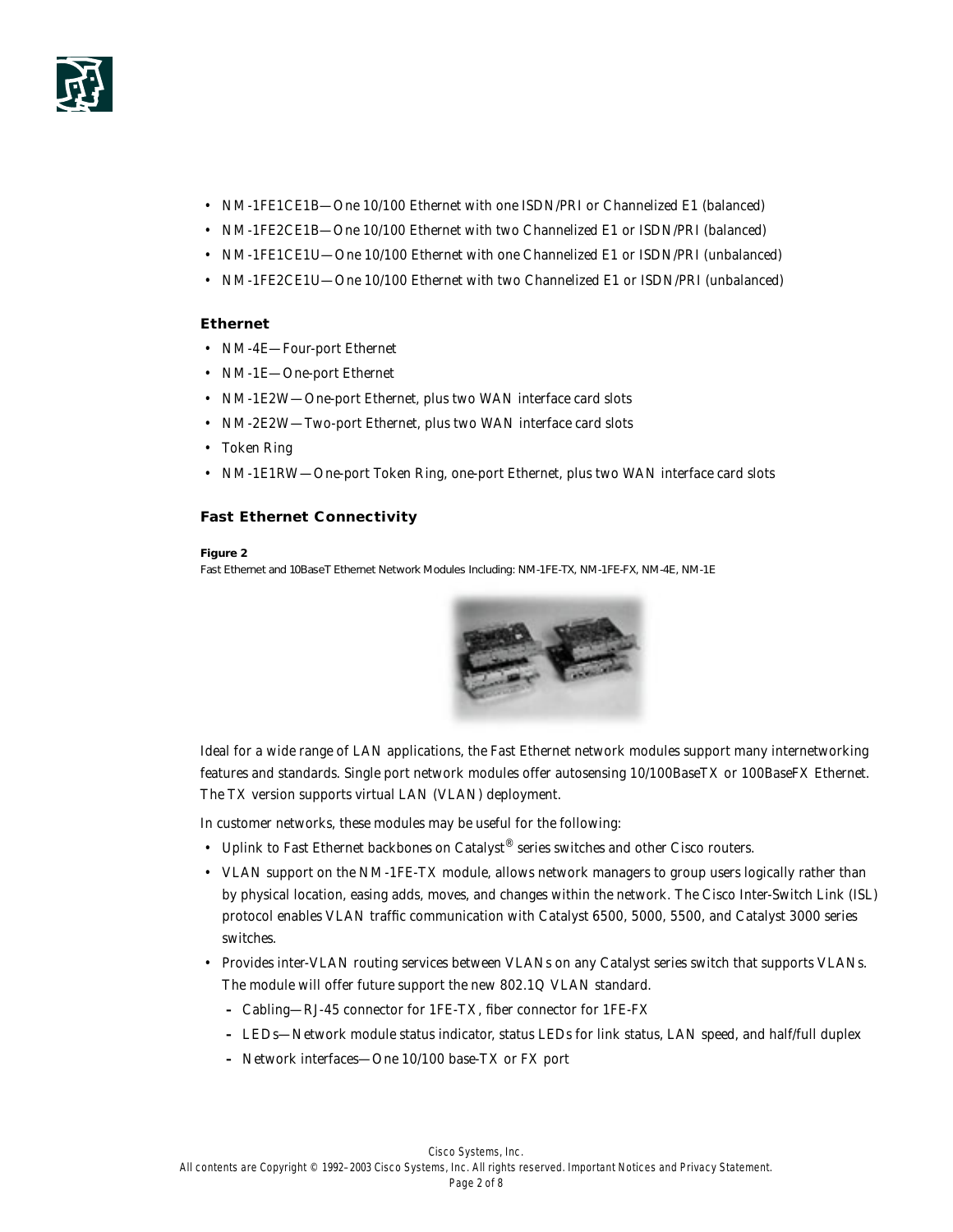- NM-1FE1CE1B—One 10/100 Ethernet with one ISDN/PRI or Channelized E1 (balanced)
- NM-1FE2CE1B—One 10/100 Ethernet with two Channelized E1 or ISDN/PRI (balanced)
- NM-1FE1CE1U—One 10/100 Ethernet with one Channelized E1 or ISDN/PRI (unbalanced)
- NM-1FE2CE1U—One 10/100 Ethernet with two Channelized E1 or ISDN/PRI (unbalanced)

### Ethernet

- NM-4E—Four-port Ethernet
- NM-1E—One-port Ethernet
- NM-1E2W—One-port Ethernet, plus two WAN interface card slots
- NM-2E2W—Two-port Ethernet, plus two WAN interface card slots
- Token Ring
- NM-1E1RW—One-port Token Ring, one-port Ethernet, plus two WAN interface card slots

### Fast Ethernet Connectivity

**Figure 2**
Fast Ethernet and 10BaseT Ethernet Network Modules Including: NM-1FE-TX, NM-1FE-FX, NM-4E, NM-1E

Ideal for a wide range of LAN applications, the Fast Ethernet network modules support many internetworking features and standards. Single port network modules offer autosensing 10/100BaseTX or 100BaseFX Ethernet. The TX version supports virtual LAN (VLAN) deployment.

In customer networks, these modules may be useful for the following:

- Uplink to Fast Ethernet backbones on Catalyst® series switches and other Cisco routers.
- VLAN support on the NM-1FE-TX module, allows network managers to group users logically rather than by physical location, easing adds, moves, and changes within the network. The Cisco Inter-Switch Link (ISL) protocol enables VLAN traffic communication with Catalyst 6500, 5000, 5500, and Catalyst 3000 series switches.
- Provides inter-VLAN routing services between VLANs on any Catalyst series switch that supports VLANs. The module will offer future support the new 802.1Q VLAN standard.
  - Cabling—RJ-45 connector for 1FE-TX, fiber connector for 1FE-FX
  - LEDs—Network module status indicator, status LEDs for link status, LAN speed, and half/full duplex
  - Network interfaces—One 10/100 base-TX or FX port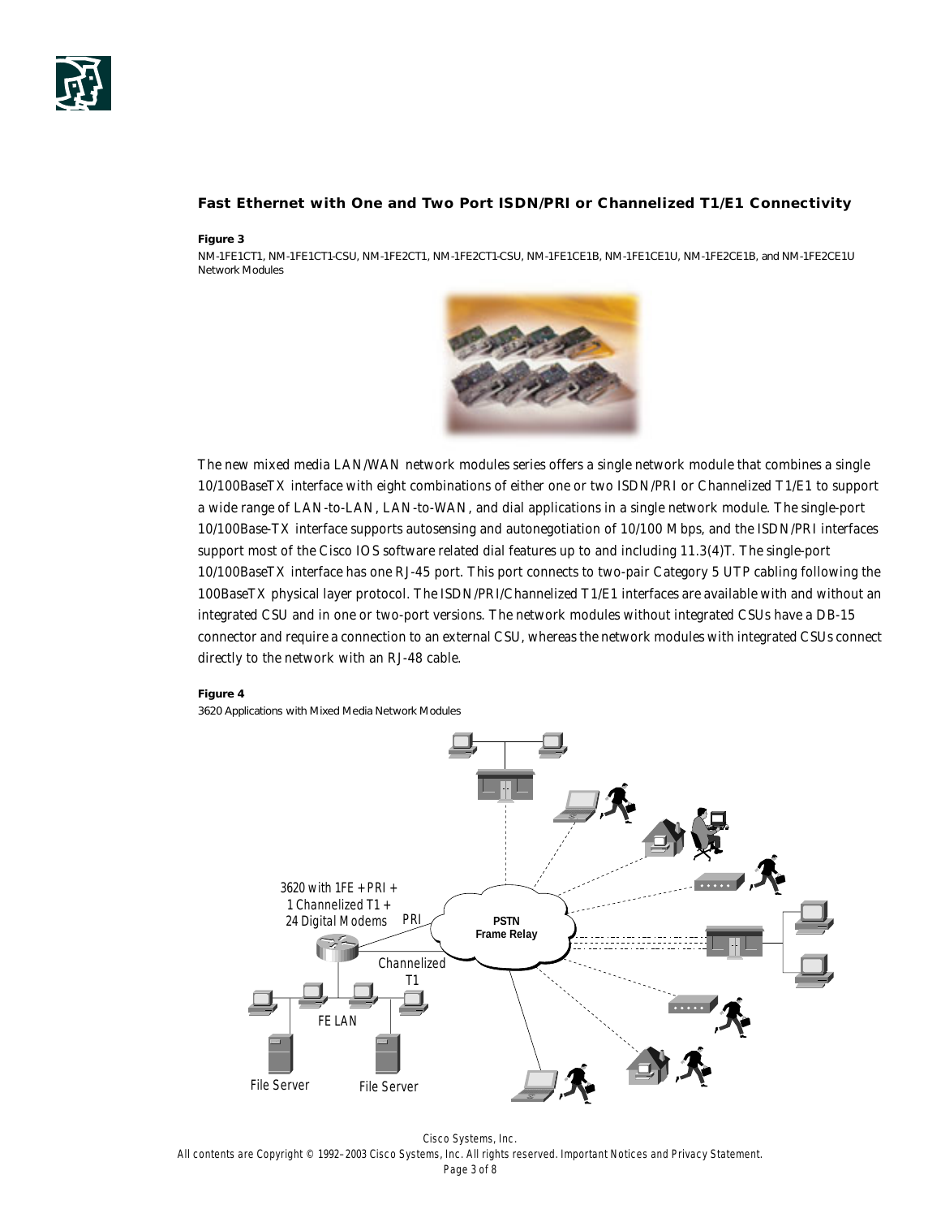## Fast Ethernet with One and Two Port ISDN/PRI or Channelized T1/E1 Connectivity

**Figure 3**

NM-1FE1CT1, NM-1FE1CT1-CSU, NM-1FE2CT1, NM-1FE2CT1-CSU, NM-1FE1CE1B, NM-1FE1CE1U, NM-1FE2CE1B, and NM-1FE2CE1U Network Modules

The new mixed media LAN/WAN network modules series offers a single network module that combines a single 10/100BaseTX interface with eight combinations of either one or two ISDN/PRI or Channelized T1/E1 to support a wide range of LAN-to-LAN, LAN-to-WAN, and dial applications in a single network module. The single-port 10/100Base-TX interface supports autosensing and autonegotiation of 10/100 Mbps, and the ISDN/PRI interfaces support most of the Cisco IOS software related dial features up to and including 11.3(4)T. The single-port 10/100BaseTX interface has one RJ-45 port. This port connects to two-pair Category 5 UTP cabling following the 100BaseTX physical layer protocol. The ISDN/PRI/Channelized T1/E1 interfaces are available with and without an integrated CSU and in one or two-port versions. The network modules without integrated CSUs have a DB-15 connector and require a connection to an external CSU, whereas the network modules with integrated CSUs connect directly to the network with an RJ-48 cable.

**Figure 4**

3620 Applications with Mixed Media Network Modules

3620 with 1FE + PRI + 1 Channelized T1 + 24 Digital Modems

PRI

Channelized T1

PSTN Frame Relay

FE LAN

File Server

File Server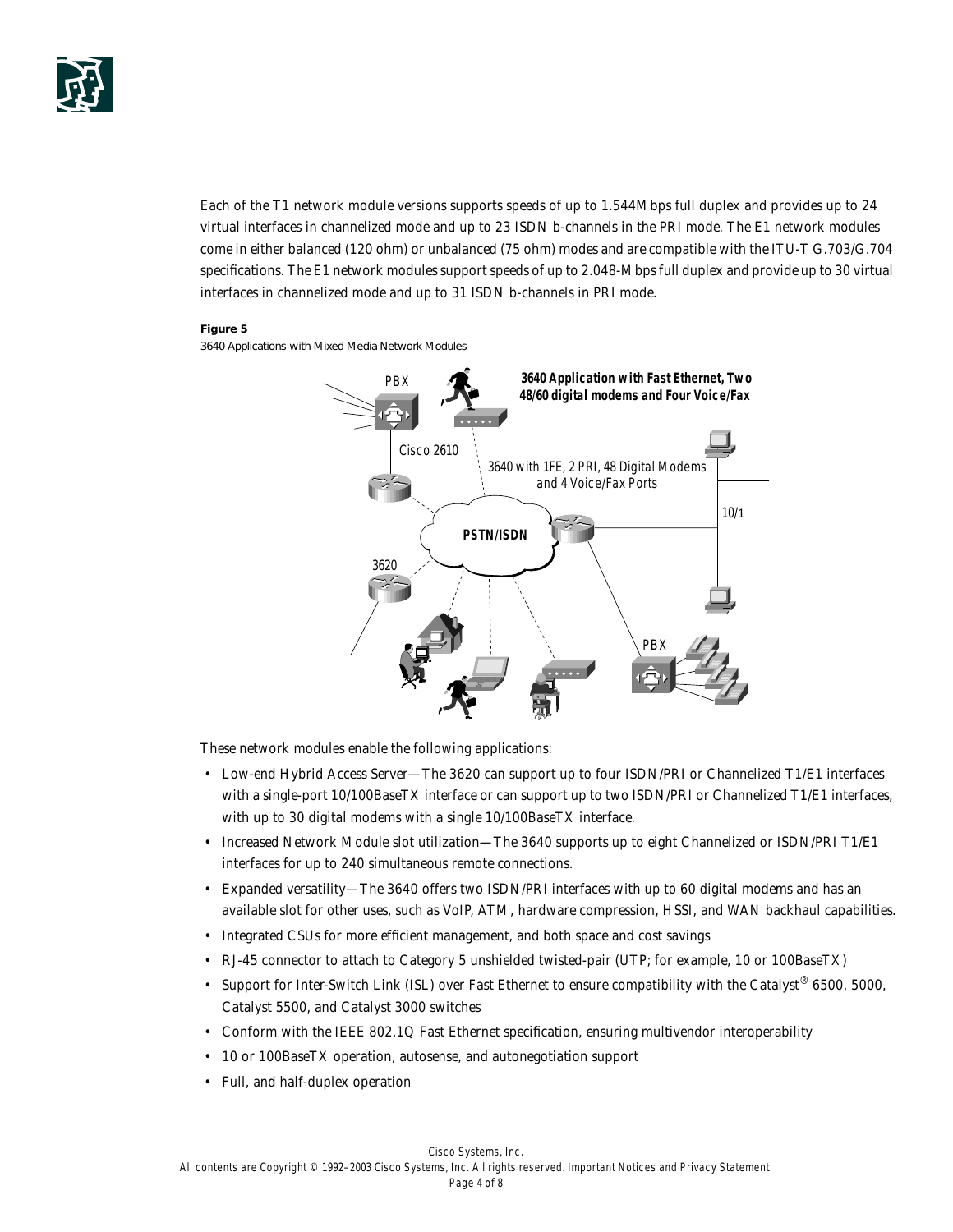Each of the T1 network module versions supports speeds of up to 1.544Mbps full duplex and provides up to 24 virtual interfaces in channelized mode and up to 23 ISDN b-channels in the PRI mode. The E1 network modules come in either balanced (120 ohm) or unbalanced (75 ohm) modes and are compatible with the ITU-T G.703/G.704 specifications. The E1 network modules support speeds of up to 2.048-Mbps full duplex and provide up to 30 virtual interfaces in channelized mode and up to 31 ISDN b-channels in PRI mode.

**Figure 5**

3640 Applications with Mixed Media Network Modules

These network modules enable the following applications:

- Low-end Hybrid Access Server—The 3620 can support up to four ISDN/PRI or Channelized T1/E1 interfaces with a single-port 10/100BaseTX interface or can support up to two ISDN/PRI or Channelized T1/E1 interfaces, with up to 30 digital modems with a single 10/100BaseTX interface.
- Increased Network Module slot utilization—The 3640 supports up to eight Channelized or ISDN/PRI T1/E1 interfaces for up to 240 simultaneous remote connections.
- Expanded versatility—The 3640 offers two ISDN/PRI interfaces with up to 60 digital modems and has an available slot for other uses, such as VoIP, ATM, hardware compression, HSSI, and WAN backhaul capabilities.
- Integrated CSUs for more efficient management, and both space and cost savings
- RJ-45 connector to attach to Category 5 unshielded twisted-pair (UTP; for example, 10 or 100BaseTX)
- Support for Inter-Switch Link (ISL) over Fast Ethernet to ensure compatibility with the Catalyst® 6500, 5000, Catalyst 5500, and Catalyst 3000 switches
- Conform with the IEEE 802.1Q Fast Ethernet specification, ensuring multivendor interoperability
- 10 or 100BaseTX operation, autosense, and autonegotiation support
- Full, and half-duplex operation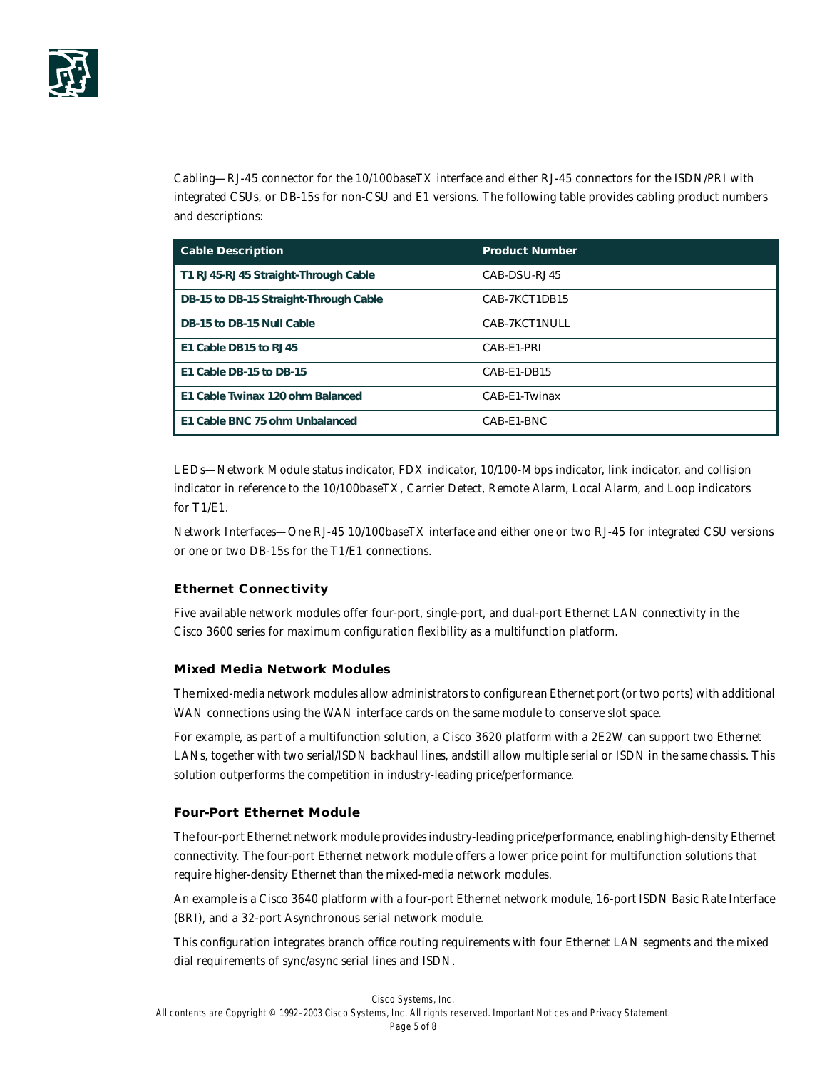Cabling—RJ-45 connector for the 10/100baseTX interface and either RJ-45 connectors for the ISDN/PRI with integrated CSUs, or DB-15s for non-CSU and E1 versions. The following table provides cabling product numbers and descriptions:

| Cable Description | Product Number |
|---|---|
| **T1 RJ45-RJ45 Straight-Through Cable** | CAB-DSU-RJ45 |
| **DB-15 to DB-15 Straight-Through Cable** | CAB-7KCT1DB15 |
| **DB-15 to DB-15 Null Cable** | CAB-7KCT1NULL |
| **E1 Cable DB15 to RJ45** | CAB-E1-PRI |
| **E1 Cable DB-15 to DB-15** | CAB-E1-DB15 |
| **E1 Cable Twinax 120 ohm Balanced** | CAB-E1-Twinax |
| **E1 Cable BNC 75 ohm Unbalanced** | CAB-E1-BNC |

LEDs—Network Module status indicator, FDX indicator, 10/100-Mbps indicator, link indicator, and collision indicator in reference to the 10/100baseTX, Carrier Detect, Remote Alarm, Local Alarm, and Loop indicators for T1/E1.

Network Interfaces—One RJ-45 10/100baseTX interface and either one or two RJ-45 for integrated CSU versions or one or two DB-15s for the T1/E1 connections.

### Ethernet Connectivity

Five available network modules offer four-port, single-port, and dual-port Ethernet LAN connectivity in the Cisco 3600 series for maximum configuration flexibility as a multifunction platform.

### Mixed Media Network Modules

The mixed-media network modules allow administrators to configure an Ethernet port (or two ports) with additional WAN connections using the WAN interface cards on the same module to conserve slot space.

For example, as part of a multifunction solution, a Cisco 3620 platform with a 2E2W can support two Ethernet LANs, together with two serial/ISDN backhaul lines, andstill allow multiple serial or ISDN in the same chassis. This solution outperforms the competition in industry-leading price/performance.

### Four-Port Ethernet Module

The four-port Ethernet network module provides industry-leading price/performance, enabling high-density Ethernet connectivity. The four-port Ethernet network module offers a lower price point for multifunction solutions that require higher-density Ethernet than the mixed-media network modules.

An example is a Cisco 3640 platform with a four-port Ethernet network module, 16-port ISDN Basic Rate Interface (BRI), and a 32-port Asynchronous serial network module.

This configuration integrates branch office routing requirements with four Ethernet LAN segments and the mixed dial requirements of sync/async serial lines and ISDN.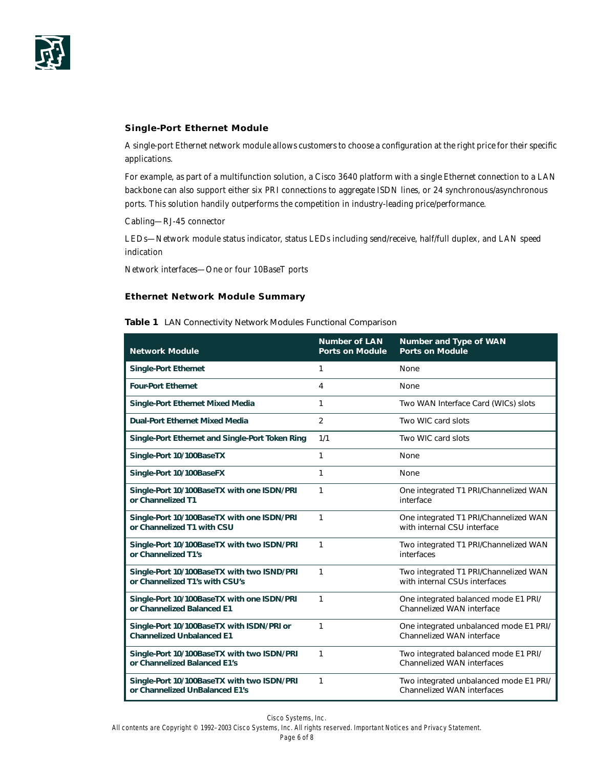### Single-Port Ethernet Module

A single-port Ethernet network module allows customers to choose a configuration at the right price for their specific applications.

For example, as part of a multifunction solution, a Cisco 3640 platform with a single Ethernet connection to a LAN backbone can also support either six PRI connections to aggregate ISDN lines, or 24 synchronous/asynchronous ports. This solution handily outperforms the competition in industry-leading price/performance.

Cabling—RJ-45 connector

LEDs—Network module status indicator, status LEDs including send/receive, half/full duplex, and LAN speed indication

Network interfaces—One or four 10BaseT ports

### Ethernet Network Module Summary

**Table 1** LAN Connectivity Network Modules Functional Comparison

| Network Module | Number of LAN Ports on Module | Number and Type of WAN Ports on Module |
|---|---|---|
| **Single-Port Ethernet** | 1 | None |
| **Four-Port Ethernet** | 4 | None |
| **Single-Port Ethernet Mixed Media** | 1 | Two WAN Interface Card (WICs) slots |
| **Dual-Port Ethernet Mixed Media** | 2 | Two WIC card slots |
| **Single-Port Ethernet and Single-Port Token Ring** | 1/1 | Two WIC card slots |
| **Single-Port 10/100BaseTX** | 1 | None |
| **Single-Port 10/100BaseFX** | 1 | None |
| **Single-Port 10/100BaseTX with one ISDN/PRI or Channelized T1** | 1 | One integrated T1 PRI/Channelized WAN interface |
| **Single-Port 10/100BaseTX with one ISDN/PRI or Channelized T1 with CSU** | 1 | One integrated T1 PRI/Channelized WAN with internal CSU interface |
| **Single-Port 10/100BaseTX with two ISDN/PRI or Channelized T1's** | 1 | Two integrated T1 PRI/Channelized WAN interfaces |
| **Single-Port 10/100BaseTX with two ISND/PRI or Channelized T1's with CSU's** | 1 | Two integrated T1 PRI/Channelized WAN with internal CSUs interfaces |
| **Single-Port 10/100BaseTX with one ISDN/PRI or Channelized Balanced E1** | 1 | One integrated balanced mode E1 PRI/ Channelized WAN interface |
| **Single-Port 10/100BaseTX with ISDN/PRI or Channelized Unbalanced E1** | 1 | One integrated unbalanced mode E1 PRI/ Channelized WAN interface |
| **Single-Port 10/100BaseTX with two ISDN/PRI or Channelized Balanced E1's** | 1 | Two integrated balanced mode E1 PRI/ Channelized WAN interfaces |
| **Single-Port 10/100BaseTX with two ISDN/PRI or Channelized UnBalanced E1's** | 1 | Two integrated unbalanced mode E1 PRI/ Channelized WAN interfaces |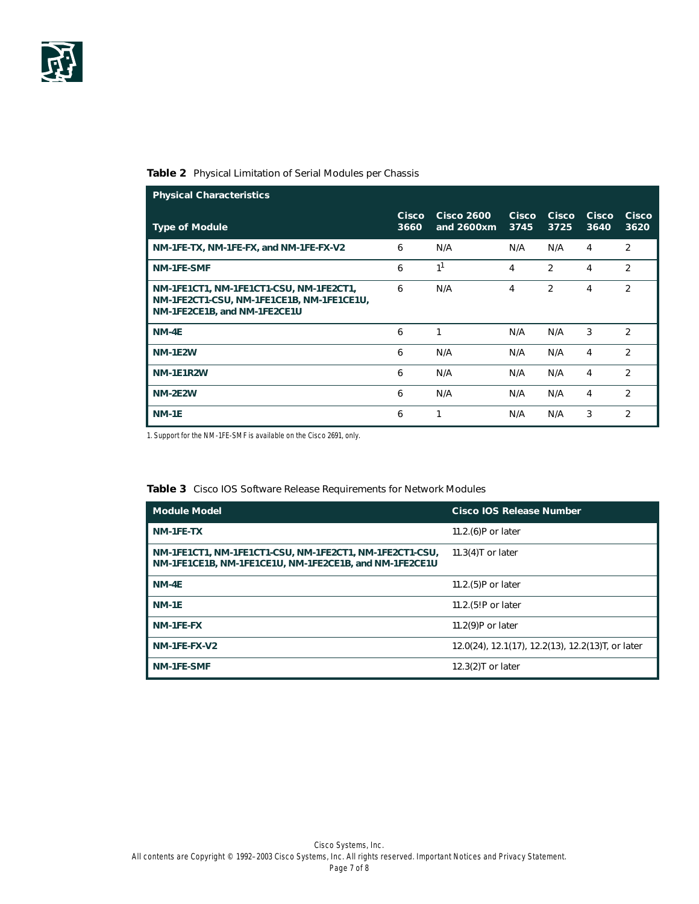**Table 2** Physical Limitation of Serial Modules per Chassis

| Physical Characteristics | | | | | | |
|---|---|---|---|---|---|---|
| **Type of Module** | **Cisco 3660** | **Cisco 2600 and 2600xm** | **Cisco 3745** | **Cisco 3725** | **Cisco 3640** | **Cisco 3620** |
| **NM-1FE-TX, NM-1FE-FX, and NM-1FE-FX-V2** | 6 | N/A | N/A | N/A | 4 | 2 |
| **NM-1FE-SMF** | 6 | 1[1] | 4 | 2 | 4 | 2 |
| **NM-1FE1CT1, NM-1FE1CT1-CSU, NM-1FE2CT1, NM-1FE2CT1-CSU, NM-1FE1CE1B, NM-1FE1CE1U, NM-1FE2CE1B, and NM-1FE2CE1U** | 6 | N/A | 4 | 2 | 4 | 2 |
| **NM-4E** | 6 | 1 | N/A | N/A | 3 | 2 |
| **NM-1E2W** | 6 | N/A | N/A | N/A | 4 | 2 |
| **NM-1E1R2W** | 6 | N/A | N/A | N/A | 4 | 2 |
| **NM-2E2W** | 6 | N/A | N/A | N/A | 4 | 2 |
| **NM-1E** | 6 | 1 | N/A | N/A | 3 | 2 |

1. Support for the NM-1FE-SMF is available on the Cisco 2691, only.

**Table 3** Cisco IOS Software Release Requirements for Network Modules

| Module Model | Cisco IOS Release Number |
|---|---|
| **NM-1FE-TX** | 11.2.(6)P or later |
| **NM-1FE1CT1, NM-1FE1CT1-CSU, NM-1FE2CT1, NM-1FE2CT1-CSU, NM-1FE1CE1B, NM-1FE1CE1U, NM-1FE2CE1B, and NM-1FE2CE1U** | 11.3(4)T or later |
| **NM-4E** | 11.2.(5)P or later |
| **NM-1E** | 11.2.(5!P or later |
| **NM-1FE-FX** | 11.2(9)P or later |
| **NM-1FE-FX-V2** | 12.0(24), 12.1(17), 12.2(13), 12.2(13)T, or later |
| **NM-1FE-SMF** | 12.3(2)T or later |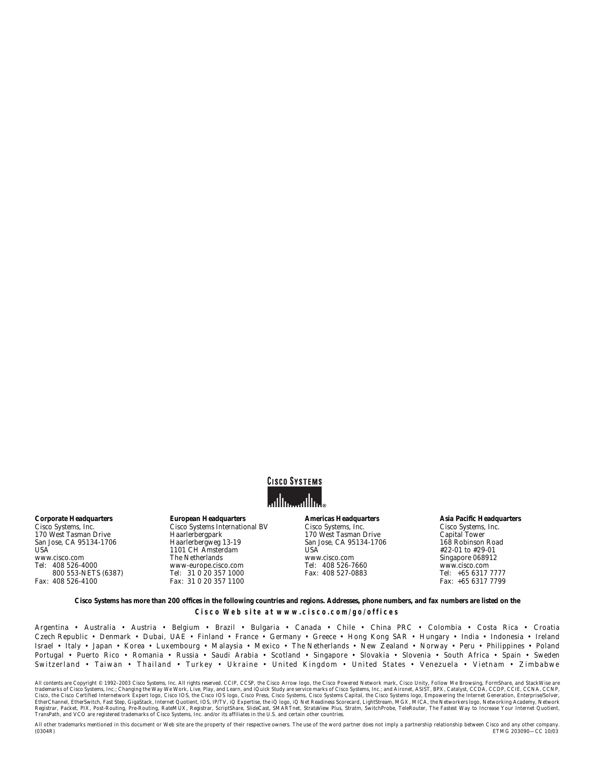CISCO SYSTEMS

**Corporate Headquarters**
Cisco Systems, Inc.
170 West Tasman Drive
San Jose, CA 95134-1706
USA
www.cisco.com
Tel: 408 526-4000
800 553-NETS (6387)
Fax: 408 526-4100

**European Headquarters**
Cisco Systems International BV
Haarlerbergpark
Haarlerbergweg 13-19
1101 CH Amsterdam
The Netherlands
www-europe.cisco.com
Tel: 31 0 20 357 1000
Fax: 31 0 20 357 1100

**Americas Headquarters**
Cisco Systems, Inc.
170 West Tasman Drive
San Jose, CA 95134-1706
USA
www.cisco.com
Tel: 408 526-7660
Fax: 408 527-0883

**Asia Pacific Headquarters**
Cisco Systems, Inc.
Capital Tower
168 Robinson Road
#22-01 to #29-01
Singapore 068912
www.cisco.com
Tel: +65 6317 7777
Fax: +65 6317 7799

**Cisco Systems has more than 200 offices in the following countries and regions. Addresses, phone numbers, and fax numbers are listed on the**
**Cisco Web site at www.cisco.com/go/offices**

Argentina • Australia • Austria • Belgium • Brazil • Bulgaria • Canada • Chile • China PRC • Colombia • Costa Rica • Croatia Czech Republic • Denmark • Dubai, UAE • Finland • France • Germany • Greece • Hong Kong SAR • Hungary • India • Indonesia • Ireland Israel • Italy • Japan • Korea • Luxembourg • Malaysia • Mexico • The Netherlands • New Zealand • Norway • Peru • Philippines • Poland Portugal • Puerto Rico • Romania • Russia • Saudi Arabia • Scotland • Singapore • Slovakia • Slovenia • South Africa • Spain • Sweden Switzerland • Taiwan • Thailand • Turkey • Ukraine • United Kingdom • United States • Venezuela • Vietnam • Zimbabwe

All contents are Copyright © 1992–2003 Cisco Systems, Inc. All rights reserved. CCIP, CCSP, the Cisco Arrow logo, the Cisco Powered Network mark, Cisco Unity, Follow Me Browsing, FormShare, and StackWise are trademarks of Cisco Systems, Inc.; Changing the Way We Work, Live, Play, and Learn, and iQuick Study are service marks of Cisco Systems, Inc.; and Aironet, ASIST, BPX, Catalyst, CCDA, CCDP, CCIE, CCNA, CCNP, Cisco, the Cisco Certified Internetwork Expert logo, Cisco IOS, the Cisco IOS logo, Cisco Press, Cisco Systems, Cisco Systems Capital, the Cisco Systems logo, Empowering the Internet Generation, Enterprise/Solver, EtherChannel, EtherSwitch, Fast Step, GigaStack, Internet Quotient, IOS, IP/TV, iQ Expertise, the iQ logo, iQ Net Readiness Scorecard, LightStream, MGX, MICA, the Networkers logo, Networking Academy, Network Registrar, Packet, PIX, Post-Routing, Pre-Routing, RateMUX, Registrar, ScriptShare, SlideCast, SMARTnet, StrataView Plus, Stratm, SwitchProbe, TeleRouter, The Fastest Way to Increase Your Internet Quotient, TransPath, and VCO are registered trademarks of Cisco Systems, Inc. and/or its affiliates in the U.S. and certain other countries.

All other trademarks mentioned in this document or Web site are the property of their respective owners. The use of the word partner does not imply a partnership relationship between Cisco and any other company. (0304R)

ETMG 203090—CC 10/03